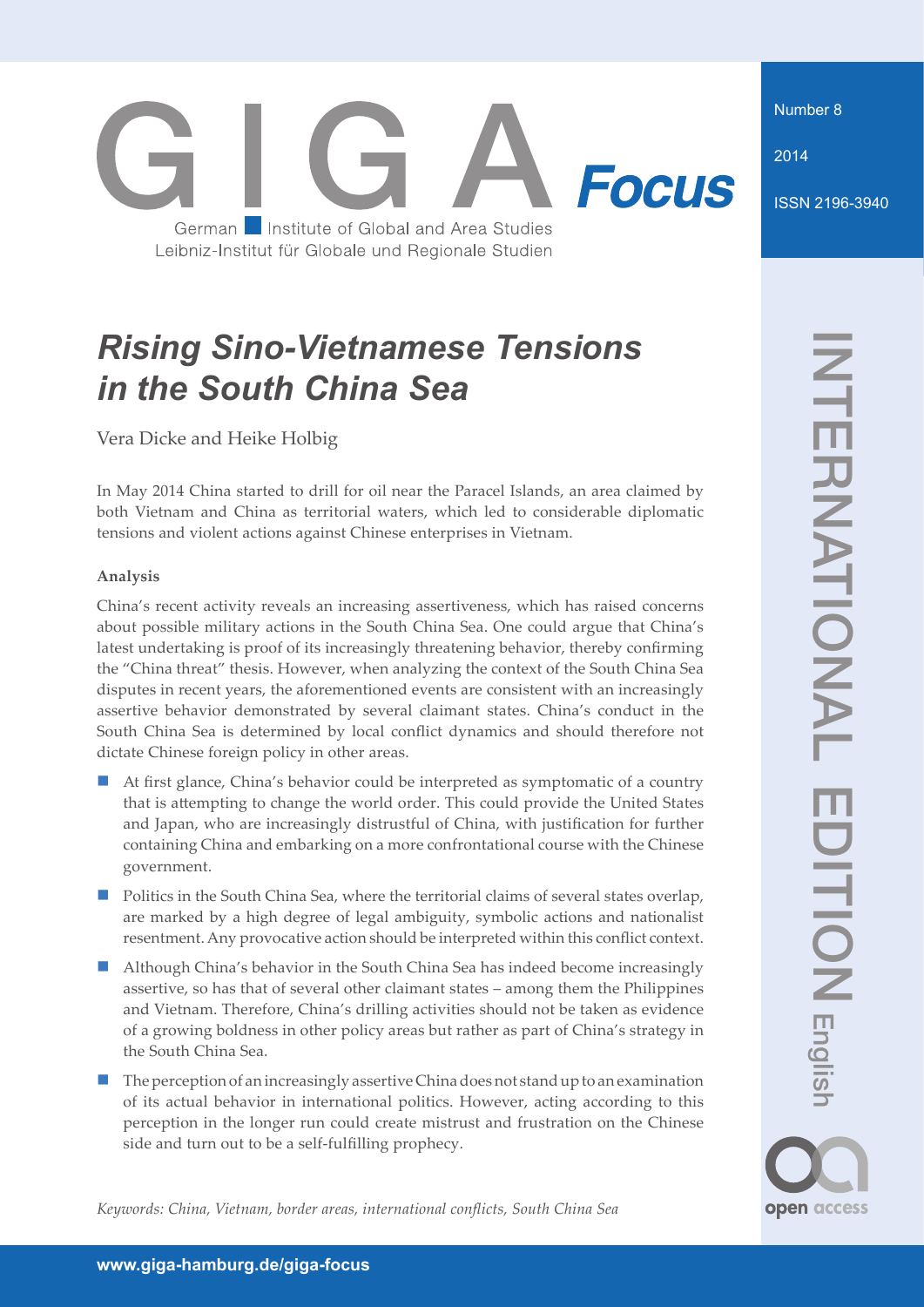GIGA Focus

German Institute of Global and Area Studies
Leibniz-Institut für Globale und Regionale Studien

Number 8

2014

ISSN 2196-3940

INTERNATIONAL EDITION English

# Rising Sino-Vietnamese Tensions in the South China Sea

Vera Dicke and Heike Holbig

In May 2014 China started to drill for oil near the Paracel Islands, an area claimed by both Vietnam and China as territorial waters, which led to considerable diplomatic tensions and violent actions against Chinese enterprises in Vietnam.

**Analysis**

China's recent activity reveals an increasing assertiveness, which has raised concerns about possible military actions in the South China Sea. One could argue that China's latest undertaking is proof of its increasingly threatening behavior, thereby confirming the "China threat" thesis. However, when analyzing the context of the South China Sea disputes in recent years, the aforementioned events are consistent with an increasingly assertive behavior demonstrated by several claimant states. China's conduct in the South China Sea is determined by local conflict dynamics and should therefore not dictate Chinese foreign policy in other areas.

- At first glance, China's behavior could be interpreted as symptomatic of a country that is attempting to change the world order. This could provide the United States and Japan, who are increasingly distrustful of China, with justification for further containing China and embarking on a more confrontational course with the Chinese government.
- Politics in the South China Sea, where the territorial claims of several states overlap, are marked by a high degree of legal ambiguity, symbolic actions and nationalist resentment. Any provocative action should be interpreted within this conflict context.
- Although China's behavior in the South China Sea has indeed become increasingly assertive, so has that of several other claimant states – among them the Philippines and Vietnam. Therefore, China's drilling activities should not be taken as evidence of a growing boldness in other policy areas but rather as part of China's strategy in the South China Sea.
- The perception of an increasingly assertive China does not stand up to an examination of its actual behavior in international politics. However, acting according to this perception in the longer run could create mistrust and frustration on the Chinese side and turn out to be a self-fulfilling prophecy.

*Keywords: China, Vietnam, border areas, international conflicts, South China Sea*

open access

www.giga-hamburg.de/giga-focus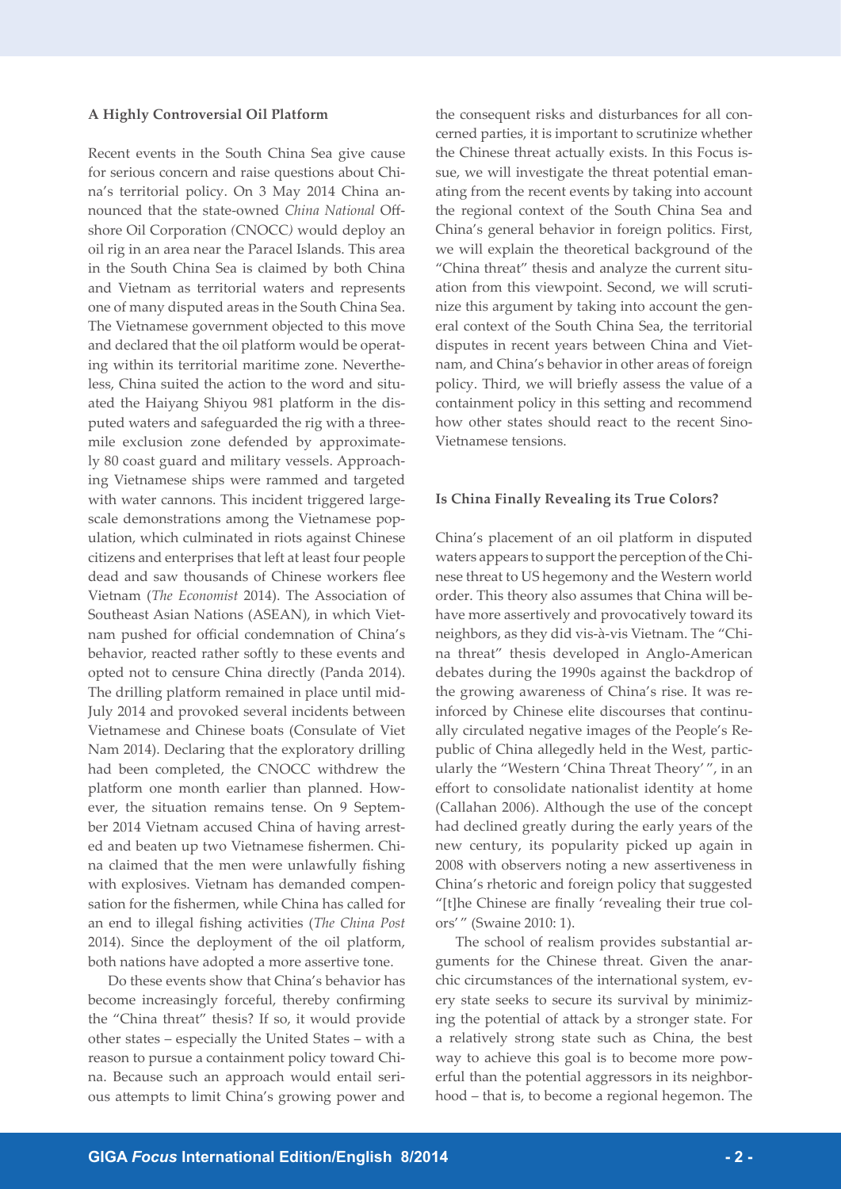### A Highly Controversial Oil Platform

Recent events in the South China Sea give cause for serious concern and raise questions about China's territorial policy. On 3 May 2014 China announced that the state-owned *China National* Offshore Oil Corporation (CNOCC) would deploy an oil rig in an area near the Paracel Islands. This area in the South China Sea is claimed by both China and Vietnam as territorial waters and represents one of many disputed areas in the South China Sea. The Vietnamese government objected to this move and declared that the oil platform would be operating within its territorial maritime zone. Nevertheless, China suited the action to the word and situated the Haiyang Shiyou 981 platform in the disputed waters and safeguarded the rig with a three-mile exclusion zone defended by approximately 80 coast guard and military vessels. Approaching Vietnamese ships were rammed and targeted with water cannons. This incident triggered large-scale demonstrations among the Vietnamese population, which culminated in riots against Chinese citizens and enterprises that left at least four people dead and saw thousands of Chinese workers flee Vietnam (*The Economist* 2014). The Association of Southeast Asian Nations (ASEAN), in which Vietnam pushed for official condemnation of China's behavior, reacted rather softly to these events and opted not to censure China directly (Panda 2014). The drilling platform remained in place until mid-July 2014 and provoked several incidents between Vietnamese and Chinese boats (Consulate of Viet Nam 2014). Declaring that the exploratory drilling had been completed, the CNOCC withdrew the platform one month earlier than planned. However, the situation remains tense. On 9 September 2014 Vietnam accused China of having arrested and beaten up two Vietnamese fishermen. China claimed that the men were unlawfully fishing with explosives. Vietnam has demanded compensation for the fishermen, while China has called for an end to illegal fishing activities (*The China Post* 2014). Since the deployment of the oil platform, both nations have adopted a more assertive tone.

Do these events show that China's behavior has become increasingly forceful, thereby confirming the "China threat" thesis? If so, it would provide other states – especially the United States – with a reason to pursue a containment policy toward China. Because such an approach would entail serious attempts to limit China's growing power and the consequent risks and disturbances for all concerned parties, it is important to scrutinize whether the Chinese threat actually exists. In this Focus issue, we will investigate the threat potential emanating from the recent events by taking into account the regional context of the South China Sea and China's general behavior in foreign politics. First, we will explain the theoretical background of the "China threat" thesis and analyze the current situation from this viewpoint. Second, we will scrutinize this argument by taking into account the general context of the South China Sea, the territorial disputes in recent years between China and Vietnam, and China's behavior in other areas of foreign policy. Third, we will briefly assess the value of a containment policy in this setting and recommend how other states should react to the recent Sino-Vietnamese tensions.

### Is China Finally Revealing its True Colors?

China's placement of an oil platform in disputed waters appears to support the perception of the Chinese threat to US hegemony and the Western world order. This theory also assumes that China will behave more assertively and provocatively toward its neighbors, as they did vis-à-vis Vietnam. The "China threat" thesis developed in Anglo-American debates during the 1990s against the backdrop of the growing awareness of China's rise. It was reinforced by Chinese elite discourses that continually circulated negative images of the People's Republic of China allegedly held in the West, particularly the "Western 'China Threat Theory'", in an effort to consolidate nationalist identity at home (Callahan 2006). Although the use of the concept had declined greatly during the early years of the new century, its popularity picked up again in 2008 with observers noting a new assertiveness in China's rhetoric and foreign policy that suggested "[t]he Chinese are finally 'revealing their true colors'" (Swaine 2010: 1).

The school of realism provides substantial arguments for the Chinese threat. Given the anarchic circumstances of the international system, every state seeks to secure its survival by minimizing the potential of attack by a stronger state. For a relatively strong state such as China, the best way to achieve this goal is to become more powerful than the potential aggressors in its neighborhood – that is, to become a regional hegemon. The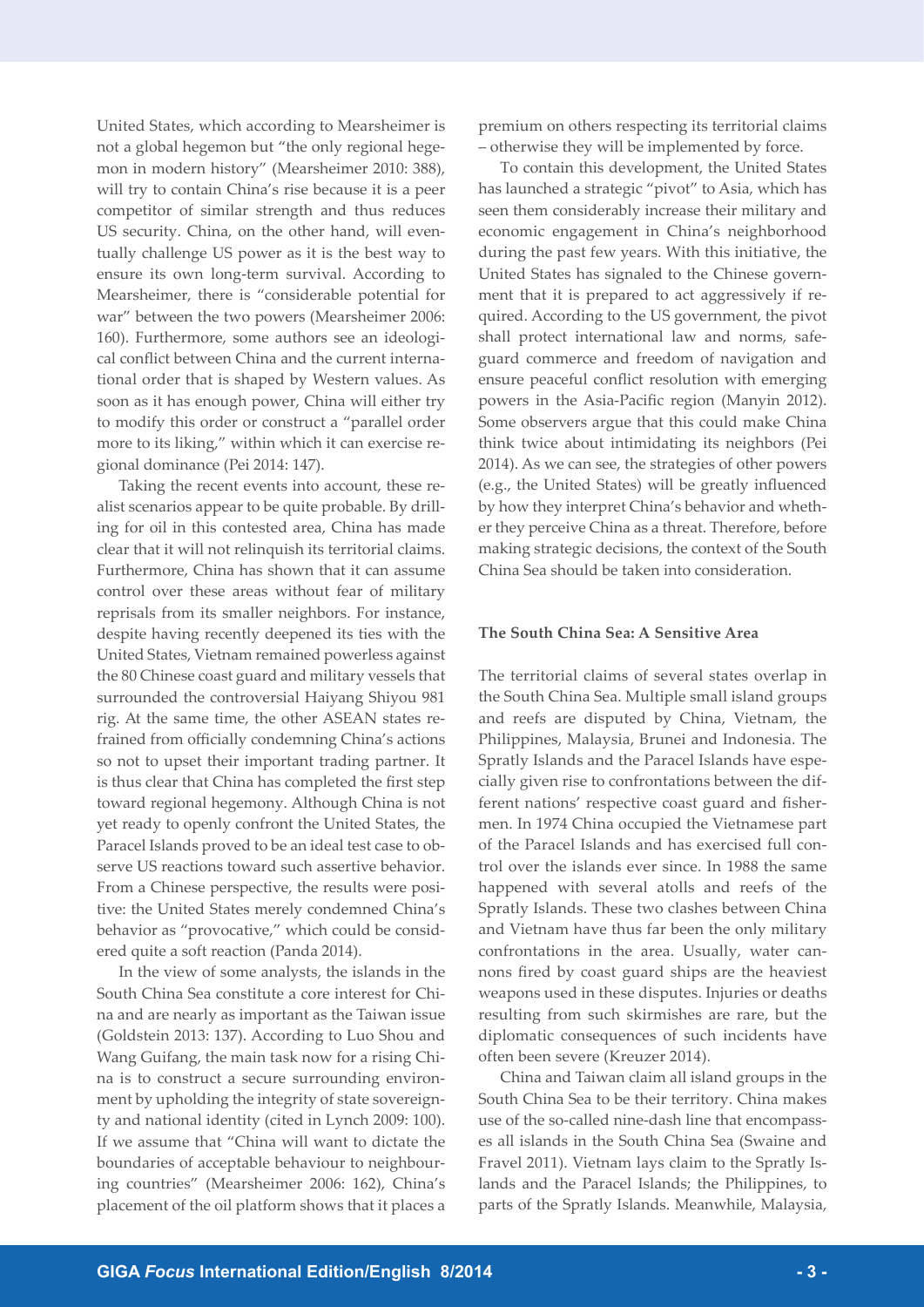United States, which according to Mearsheimer is not a global hegemon but "the only regional hegemon in modern history" (Mearsheimer 2010: 388), will try to contain China's rise because it is a peer competitor of similar strength and thus reduces US security. China, on the other hand, will eventually challenge US power as it is the best way to ensure its own long-term survival. According to Mearsheimer, there is "considerable potential for war" between the two powers (Mearsheimer 2006: 160). Furthermore, some authors see an ideological conflict between China and the current international order that is shaped by Western values. As soon as it has enough power, China will either try to modify this order or construct a "parallel order more to its liking," within which it can exercise regional dominance (Pei 2014: 147).

Taking the recent events into account, these realist scenarios appear to be quite probable. By drilling for oil in this contested area, China has made clear that it will not relinquish its territorial claims. Furthermore, China has shown that it can assume control over these areas without fear of military reprisals from its smaller neighbors. For instance, despite having recently deepened its ties with the United States, Vietnam remained powerless against the 80 Chinese coast guard and military vessels that surrounded the controversial Haiyang Shiyou 981 rig. At the same time, the other ASEAN states refrained from officially condemning China's actions so not to upset their important trading partner. It is thus clear that China has completed the first step toward regional hegemony. Although China is not yet ready to openly confront the United States, the Paracel Islands proved to be an ideal test case to observe US reactions toward such assertive behavior. From a Chinese perspective, the results were positive: the United States merely condemned China's behavior as "provocative," which could be considered quite a soft reaction (Panda 2014).

In the view of some analysts, the islands in the South China Sea constitute a core interest for China and are nearly as important as the Taiwan issue (Goldstein 2013: 137). According to Luo Shou and Wang Guifang, the main task now for a rising China is to construct a secure surrounding environment by upholding the integrity of state sovereignty and national identity (cited in Lynch 2009: 100). If we assume that "China will want to dictate the boundaries of acceptable behaviour to neighbouring countries" (Mearsheimer 2006: 162), China's placement of the oil platform shows that it places a premium on others respecting its territorial claims – otherwise they will be implemented by force.

To contain this development, the United States has launched a strategic "pivot" to Asia, which has seen them considerably increase their military and economic engagement in China's neighborhood during the past few years. With this initiative, the United States has signaled to the Chinese government that it is prepared to act aggressively if required. According to the US government, the pivot shall protect international law and norms, safeguard commerce and freedom of navigation and ensure peaceful conflict resolution with emerging powers in the Asia-Pacific region (Manyin 2012). Some observers argue that this could make China think twice about intimidating its neighbors (Pei 2014). As we can see, the strategies of other powers (e.g., the United States) will be greatly influenced by how they interpret China's behavior and whether they perceive China as a threat. Therefore, before making strategic decisions, the context of the South China Sea should be taken into consideration.

### The South China Sea: A Sensitive Area

The territorial claims of several states overlap in the South China Sea. Multiple small island groups and reefs are disputed by China, Vietnam, the Philippines, Malaysia, Brunei and Indonesia. The Spratly Islands and the Paracel Islands have especially given rise to confrontations between the different nations' respective coast guard and fishermen. In 1974 China occupied the Vietnamese part of the Paracel Islands and has exercised full control over the islands ever since. In 1988 the same happened with several atolls and reefs of the Spratly Islands. These two clashes between China and Vietnam have thus far been the only military confrontations in the area. Usually, water cannons fired by coast guard ships are the heaviest weapons used in these disputes. Injuries or deaths resulting from such skirmishes are rare, but the diplomatic consequences of such incidents have often been severe (Kreuzer 2014).

China and Taiwan claim all island groups in the South China Sea to be their territory. China makes use of the so-called nine-dash line that encompasses all islands in the South China Sea (Swaine and Fravel 2011). Vietnam lays claim to the Spratly Islands and the Paracel Islands; the Philippines, to parts of the Spratly Islands. Meanwhile, Malaysia,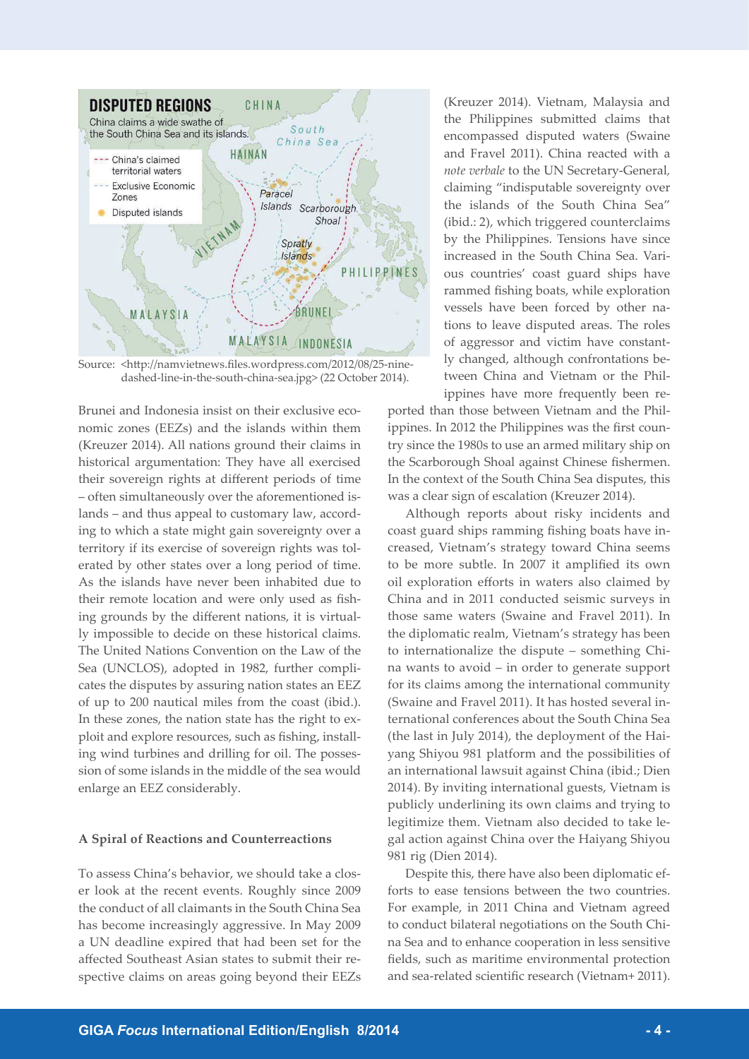DISPUTED REGIONS

China claims a wide swathe of the South China Sea and its islands.

Source: <http://namvietnews.files.wordpress.com/2012/08/25-nine-dashed-line-in-the-south-china-sea.jpg> (22 October 2014).

Brunei and Indonesia insist on their exclusive economic zones (EEZs) and the islands within them (Kreuzer 2014). All nations ground their claims in historical argumentation: They have all exercised their sovereign rights at different periods of time – often simultaneously over the aforementioned islands – and thus appeal to customary law, according to which a state might gain sovereignty over a territory if its exercise of sovereign rights was tolerated by other states over a long period of time. As the islands have never been inhabited due to their remote location and were only used as fishing grounds by the different nations, it is virtually impossible to decide on these historical claims. The United Nations Convention on the Law of the Sea (UNCLOS), adopted in 1982, further complicates the disputes by assuring nation states an EEZ of up to 200 nautical miles from the coast (ibid.). In these zones, the nation state has the right to exploit and explore resources, such as fishing, installing wind turbines and drilling for oil. The possession of some islands in the middle of the sea would enlarge an EEZ considerably.

## A Spiral of Reactions and Counterreactions

To assess China's behavior, we should take a closer look at the recent events. Roughly since 2009 the conduct of all claimants in the South China Sea has become increasingly aggressive. In May 2009 a UN deadline expired that had been set for the affected Southeast Asian states to submit their respective claims on areas going beyond their EEZs (Kreuzer 2014). Vietnam, Malaysia and the Philippines submitted claims that encompassed disputed waters (Swaine and Fravel 2011). China reacted with a *note verbale* to the UN Secretary-General, claiming "indisputable sovereignty over the islands of the South China Sea" (ibid.: 2), which triggered counterclaims by the Philippines. Tensions have since increased in the South China Sea. Various countries' coast guard ships have rammed fishing boats, while exploration vessels have been forced by other nations to leave disputed areas. The roles of aggressor and victim have constantly changed, although confrontations between China and Vietnam or the Philippines have more frequently been reported than those between Vietnam and the Philippines. In 2012 the Philippines was the first country since the 1980s to use an armed military ship on the Scarborough Shoal against Chinese fishermen. In the context of the South China Sea disputes, this was a clear sign of escalation (Kreuzer 2014).

Although reports about risky incidents and coast guard ships ramming fishing boats have increased, Vietnam's strategy toward China seems to be more subtle. In 2007 it amplified its own oil exploration efforts in waters also claimed by China and in 2011 conducted seismic surveys in those same waters (Swaine and Fravel 2011). In the diplomatic realm, Vietnam's strategy has been to internationalize the dispute – something China wants to avoid – in order to generate support for its claims among the international community (Swaine and Fravel 2011). It has hosted several international conferences about the South China Sea (the last in July 2014), the deployment of the Haiyang Shiyou 981 platform and the possibilities of an international lawsuit against China (ibid.; Dien 2014). By inviting international guests, Vietnam is publicly underlining its own claims and trying to legitimize them. Vietnam also decided to take legal action against China over the Haiyang Shiyou 981 rig (Dien 2014).

Despite this, there have also been diplomatic efforts to ease tensions between the two countries. For example, in 2011 China and Vietnam agreed to conduct bilateral negotiations on the South China Sea and to enhance cooperation in less sensitive fields, such as maritime environmental protection and sea-related scientific research (Vietnam+ 2011).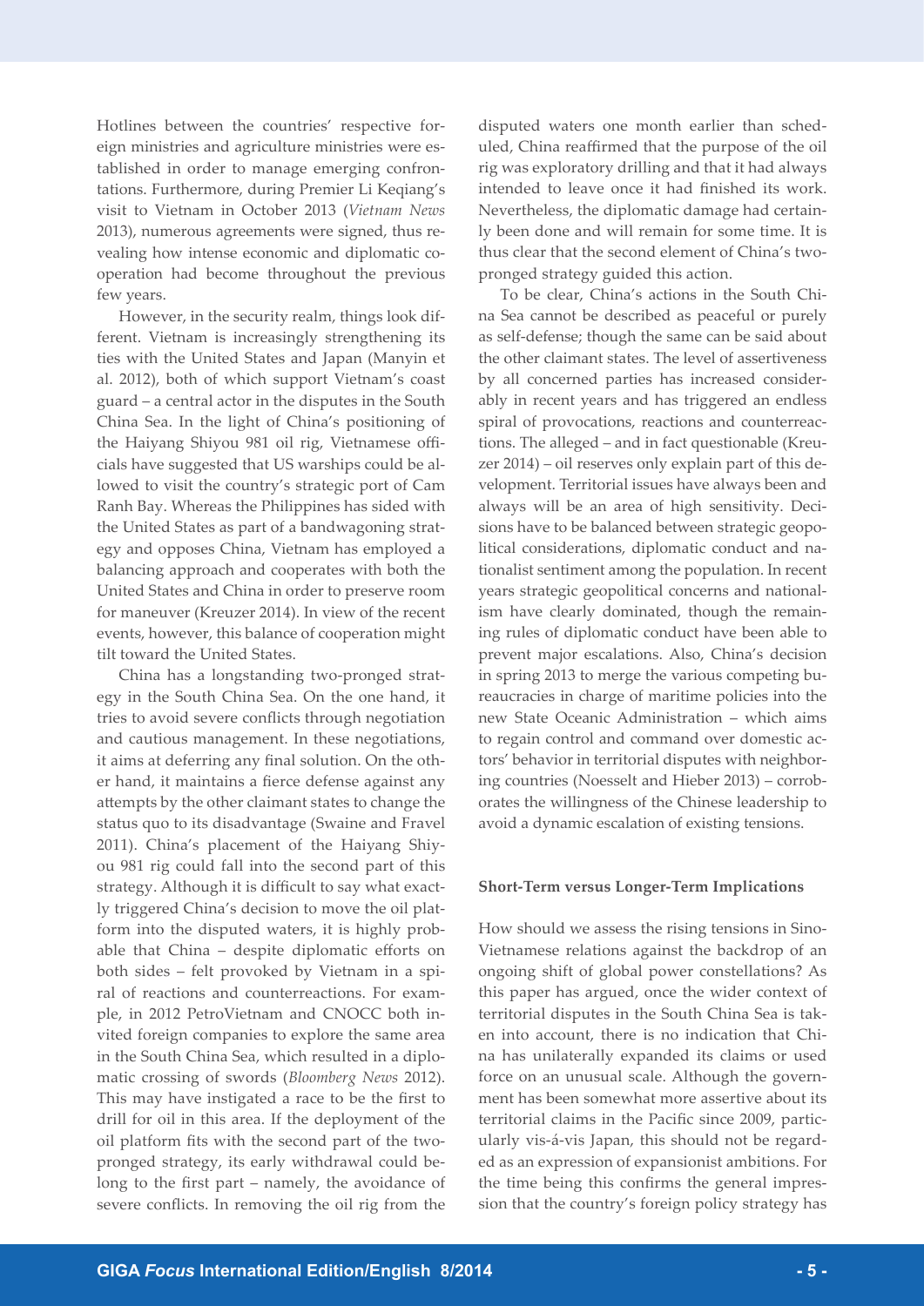Hotlines between the countries' respective foreign ministries and agriculture ministries were established in order to manage emerging confrontations. Furthermore, during Premier Li Keqiang's visit to Vietnam in October 2013 (*Vietnam News* 2013), numerous agreements were signed, thus revealing how intense economic and diplomatic cooperation had become throughout the previous few years.

However, in the security realm, things look different. Vietnam is increasingly strengthening its ties with the United States and Japan (Manyin et al. 2012), both of which support Vietnam's coast guard – a central actor in the disputes in the South China Sea. In the light of China's positioning of the Haiyang Shiyou 981 oil rig, Vietnamese officials have suggested that US warships could be allowed to visit the country's strategic port of Cam Ranh Bay. Whereas the Philippines has sided with the United States as part of a bandwagoning strategy and opposes China, Vietnam has employed a balancing approach and cooperates with both the United States and China in order to preserve room for maneuver (Kreuzer 2014). In view of the recent events, however, this balance of cooperation might tilt toward the United States.

China has a longstanding two-pronged strategy in the South China Sea. On the one hand, it tries to avoid severe conflicts through negotiation and cautious management. In these negotiations, it aims at deferring any final solution. On the other hand, it maintains a fierce defense against any attempts by the other claimant states to change the status quo to its disadvantage (Swaine and Fravel 2011). China's placement of the Haiyang Shiyou 981 rig could fall into the second part of this strategy. Although it is difficult to say what exactly triggered China's decision to move the oil platform into the disputed waters, it is highly probable that China – despite diplomatic efforts on both sides – felt provoked by Vietnam in a spiral of reactions and counterreactions. For example, in 2012 PetroVietnam and CNOCC both invited foreign companies to explore the same area in the South China Sea, which resulted in a diplomatic crossing of swords (*Bloomberg News* 2012). This may have instigated a race to be the first to drill for oil in this area. If the deployment of the oil platform fits with the second part of the two-pronged strategy, its early withdrawal could belong to the first part – namely, the avoidance of severe conflicts. In removing the oil rig from the disputed waters one month earlier than scheduled, China reaffirmed that the purpose of the oil rig was exploratory drilling and that it had always intended to leave once it had finished its work. Nevertheless, the diplomatic damage had certainly been done and will remain for some time. It is thus clear that the second element of China's two-pronged strategy guided this action.

To be clear, China's actions in the South China Sea cannot be described as peaceful or purely as self-defense; though the same can be said about the other claimant states. The level of assertiveness by all concerned parties has increased considerably in recent years and has triggered an endless spiral of provocations, reactions and counterreactions. The alleged – and in fact questionable (Kreuzer 2014) – oil reserves only explain part of this development. Territorial issues have always been and always will be an area of high sensitivity. Decisions have to be balanced between strategic geopolitical considerations, diplomatic conduct and nationalist sentiment among the population. In recent years strategic geopolitical concerns and nationalism have clearly dominated, though the remaining rules of diplomatic conduct have been able to prevent major escalations. Also, China's decision in spring 2013 to merge the various competing bureaucracies in charge of maritime policies into the new State Oceanic Administration – which aims to regain control and command over domestic actors' behavior in territorial disputes with neighboring countries (Noesselt and Hieber 2013) – corroborates the willingness of the Chinese leadership to avoid a dynamic escalation of existing tensions.

## Short-Term versus Longer-Term Implications

How should we assess the rising tensions in Sino-Vietnamese relations against the backdrop of an ongoing shift of global power constellations? As this paper has argued, once the wider context of territorial disputes in the South China Sea is taken into account, there is no indication that China has unilaterally expanded its claims or used force on an unusual scale. Although the government has been somewhat more assertive about its territorial claims in the Pacific since 2009, particularly vis-á-vis Japan, this should not be regarded as an expression of expansionist ambitions. For the time being this confirms the general impression that the country's foreign policy strategy has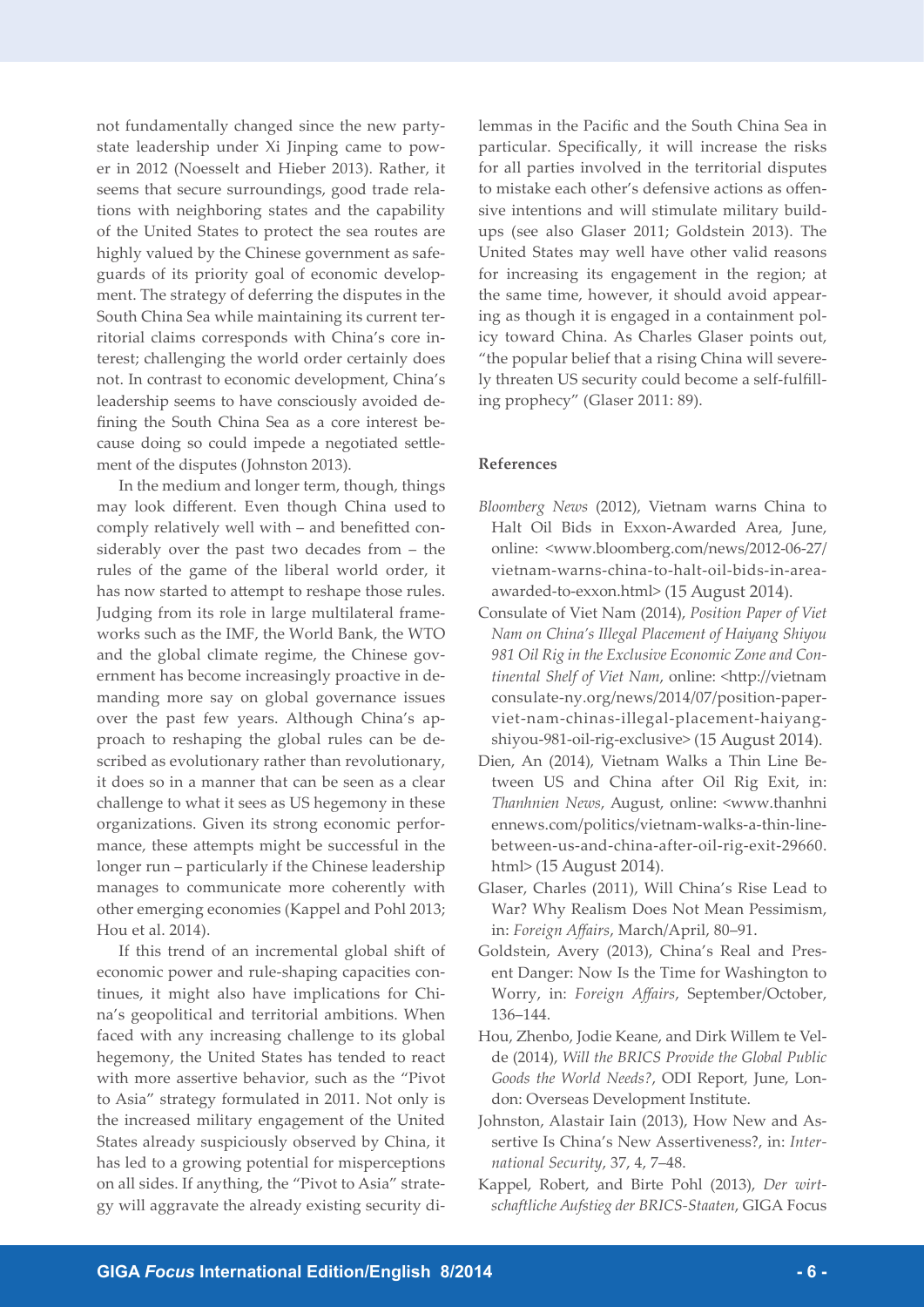not fundamentally changed since the new party-state leadership under Xi Jinping came to power in 2012 (Noesselt and Hieber 2013). Rather, it seems that secure surroundings, good trade relations with neighboring states and the capability of the United States to protect the sea routes are highly valued by the Chinese government as safeguards of its priority goal of economic development. The strategy of deferring the disputes in the South China Sea while maintaining its current territorial claims corresponds with China's core interest; challenging the world order certainly does not. In contrast to economic development, China's leadership seems to have consciously avoided defining the South China Sea as a core interest because doing so could impede a negotiated settlement of the disputes (Johnston 2013).

In the medium and longer term, though, things may look different. Even though China used to comply relatively well with – and benefitted considerably over the past two decades from – the rules of the game of the liberal world order, it has now started to attempt to reshape those rules. Judging from its role in large multilateral frameworks such as the IMF, the World Bank, the WTO and the global climate regime, the Chinese government has become increasingly proactive in demanding more say on global governance issues over the past few years. Although China's approach to reshaping the global rules can be described as evolutionary rather than revolutionary, it does so in a manner that can be seen as a clear challenge to what it sees as US hegemony in these organizations. Given its strong economic performance, these attempts might be successful in the longer run – particularly if the Chinese leadership manages to communicate more coherently with other emerging economies (Kappel and Pohl 2013; Hou et al. 2014).

If this trend of an incremental global shift of economic power and rule-shaping capacities continues, it might also have implications for China's geopolitical and territorial ambitions. When faced with any increasing challenge to its global hegemony, the United States has tended to react with more assertive behavior, such as the "Pivot to Asia" strategy formulated in 2011. Not only is the increased military engagement of the United States already suspiciously observed by China, it has led to a growing potential for misperceptions on all sides. If anything, the "Pivot to Asia" strategy will aggravate the already existing security dilemmas in the Pacific and the South China Sea in particular. Specifically, it will increase the risks for all parties involved in the territorial disputes to mistake each other's defensive actions as offensive intentions and will stimulate military buildups (see also Glaser 2011; Goldstein 2013). The United States may well have other valid reasons for increasing its engagement in the region; at the same time, however, it should avoid appearing as though it is engaged in a containment policy toward China. As Charles Glaser points out, "the popular belief that a rising China will severely threaten US security could become a self-fulfilling prophecy" (Glaser 2011: 89).

## References

*Bloomberg News* (2012), Vietnam warns China to Halt Oil Bids in Exxon-Awarded Area, June, online: <www.bloomberg.com/news/2012-06-27/vietnam-warns-china-to-halt-oil-bids-in-area-awarded-to-exxon.html> (15 August 2014).

Consulate of Viet Nam (2014), *Position Paper of Viet Nam on China's Illegal Placement of Haiyang Shiyou 981 Oil Rig in the Exclusive Economic Zone and Continental Shelf of Viet Nam*, online: <http://vietnamconsulate-ny.org/news/2014/07/position-paper-viet-nam-chinas-illegal-placement-haiyang-shiyou-981-oil-rig-exclusive> (15 August 2014).

Dien, An (2014), Vietnam Walks a Thin Line Between US and China after Oil Rig Exit, in: *Thanhnien News*, August, online: <www.thanhniennews.com/politics/vietnam-walks-a-thin-line-between-us-and-china-after-oil-rig-exit-29660.html> (15 August 2014).

Glaser, Charles (2011), Will China's Rise Lead to War? Why Realism Does Not Mean Pessimism, in: *Foreign Affairs*, March/April, 80–91.

Goldstein, Avery (2013), China's Real and Present Danger: Now Is the Time for Washington to Worry, in: *Foreign Affairs*, September/October, 136–144.

Hou, Zhenbo, Jodie Keane, and Dirk Willem te Velde (2014), *Will the BRICS Provide the Global Public Goods the World Needs?*, ODI Report, June, London: Overseas Development Institute.

Johnston, Alastair Iain (2013), How New and Assertive Is China's New Assertiveness?, in: *International Security*, 37, 4, 7–48.

Kappel, Robert, and Birte Pohl (2013), *Der wirtschaftliche Aufstieg der BRICS-Staaten*, GIGA Focus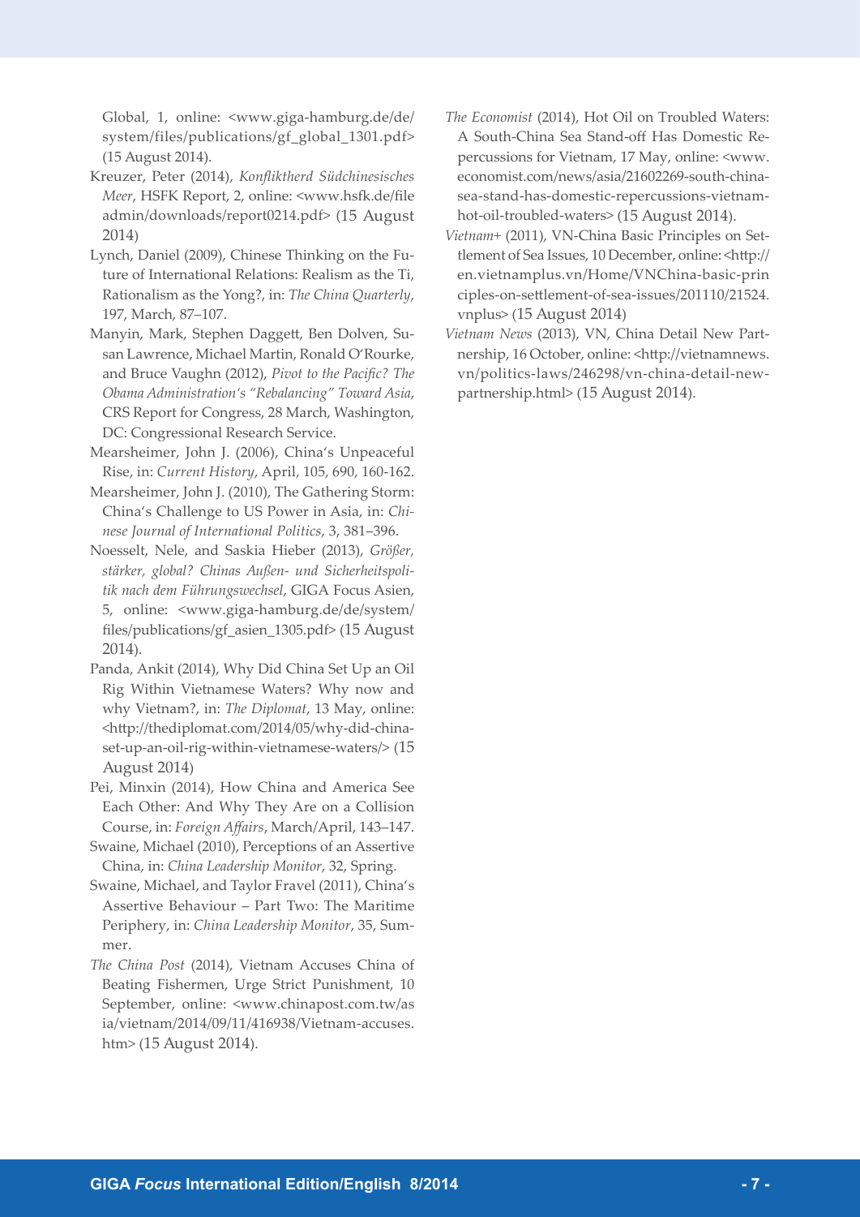Global, 1, online: <www.giga-hamburg.de/de/system/files/publications/gf_global_1301.pdf> (15 August 2014).

Kreuzer, Peter (2014), *Konfliktherd Südchinesisches Meer*, HSFK Report, 2, online: <www.hsfk.de/fileadmin/downloads/report0214.pdf> (15 August 2014)

Lynch, Daniel (2009), Chinese Thinking on the Future of International Relations: Realism as the Ti, Rationalism as the Yong?, in: *The China Quarterly*, 197, March, 87–107.

Manyin, Mark, Stephen Daggett, Ben Dolven, Susan Lawrence, Michael Martin, Ronald O'Rourke, and Bruce Vaughn (2012), *Pivot to the Pacific? The Obama Administration's "Rebalancing" Toward Asia*, CRS Report for Congress, 28 March, Washington, DC: Congressional Research Service.

Mearsheimer, John J. (2006), China's Unpeaceful Rise, in: *Current History*, April, 105, 690, 160-162.

Mearsheimer, John J. (2010), The Gathering Storm: China's Challenge to US Power in Asia, in: *Chinese Journal of International Politics*, 3, 381–396.

Noesselt, Nele, and Saskia Hieber (2013), *Größer, stärker, global? Chinas Außen- und Sicherheitspolitik nach dem Führungswechsel*, GIGA Focus Asien, 5, online: <www.giga-hamburg.de/de/system/files/publications/gf_asien_1305.pdf> (15 August 2014).

Panda, Ankit (2014), Why Did China Set Up an Oil Rig Within Vietnamese Waters? Why now and why Vietnam?, in: *The Diplomat*, 13 May, online: <http://thediplomat.com/2014/05/why-did-china-set-up-an-oil-rig-within-vietnamese-waters/> (15 August 2014)

Pei, Minxin (2014), How China and America See Each Other: And Why They Are on a Collision Course, in: *Foreign Affairs*, March/April, 143–147.

Swaine, Michael (2010), Perceptions of an Assertive China, in: *China Leadership Monitor*, 32, Spring.

Swaine, Michael, and Taylor Fravel (2011), China's Assertive Behaviour – Part Two: The Maritime Periphery, in: *China Leadership Monitor*, 35, Summer.

*The China Post* (2014), Vietnam Accuses China of Beating Fishermen, Urge Strict Punishment, 10 September, online: <www.chinapost.com.tw/asia/vietnam/2014/09/11/416938/Vietnam-accuses.htm> (15 August 2014).

*The Economist* (2014), Hot Oil on Troubled Waters: A South-China Sea Stand-off Has Domestic Repercussions for Vietnam, 17 May, online: <www.economist.com/news/asia/21602269-south-china-sea-stand-has-domestic-repercussions-vietnam-hot-oil-troubled-waters> (15 August 2014).

*Vietnam+* (2011), VN-China Basic Principles on Settlement of Sea Issues, 10 December, online: <http://en.vietnamplus.vn/Home/VNChina-basic-principles-on-settlement-of-sea-issues/201110/21524.vnplus> (15 August 2014)

*Vietnam News* (2013), VN, China Detail New Partnership, 16 October, online: <http://vietnamnews.vn/politics-laws/246298/vn-china-detail-new-partnership.html> (15 August 2014).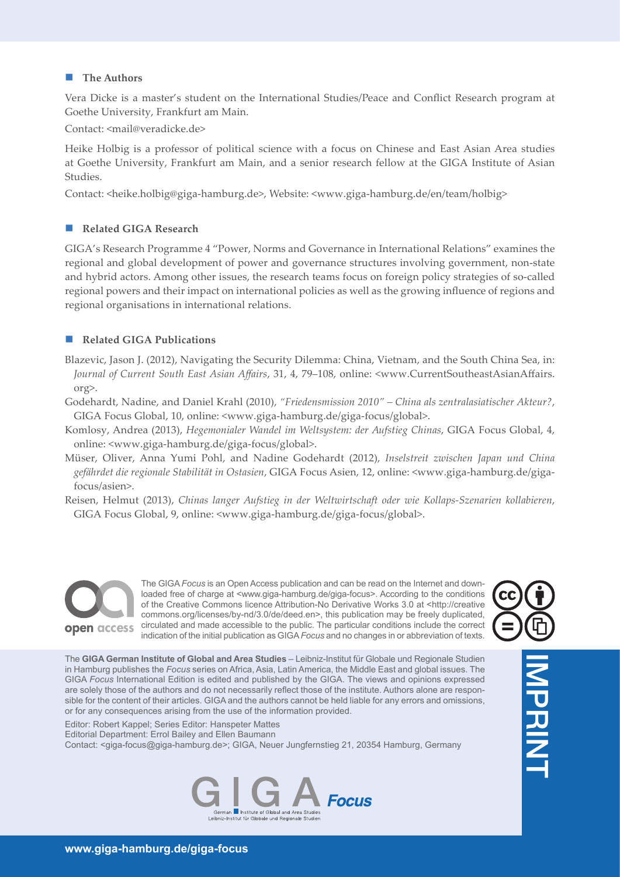## The Authors

Vera Dicke is a master's student on the International Studies/Peace and Conflict Research program at Goethe University, Frankfurt am Main.

Contact: <mail@veradicke.de>

Heike Holbig is a professor of political science with a focus on Chinese and East Asian Area studies at Goethe University, Frankfurt am Main, and a senior research fellow at the GIGA Institute of Asian Studies.

Contact: <heike.holbig@giga-hamburg.de>, Website: <www.giga-hamburg.de/en/team/holbig>

## Related GIGA Research

GIGA's Research Programme 4 "Power, Norms and Governance in International Relations" examines the regional and global development of power and governance structures involving government, non-state and hybrid actors. Among other issues, the research teams focus on foreign policy strategies of so-called regional powers and their impact on international policies as well as the growing influence of regions and regional organisations in international relations.

## Related GIGA Publications

Blazevic, Jason J. (2012), Navigating the Security Dilemma: China, Vietnam, and the South China Sea, in: *Journal of Current South East Asian Affairs*, 31, 4, 79–108, online: <www.CurrentSoutheastAsianAffairs.org>.

Godehardt, Nadine, and Daniel Krahl (2010), *"Friedensmission 2010" – China als zentralasiatischer Akteur?*, GIGA Focus Global, 10, online: <www.giga-hamburg.de/giga-focus/global>.

Komlosy, Andrea (2013), *Hegemonialer Wandel im Weltsystem: der Aufstieg Chinas*, GIGA Focus Global, 4, online: <www.giga-hamburg.de/giga-focus/global>.

Müser, Oliver, Anna Yumi Pohl, and Nadine Godehardt (2012), *Inselstreit zwischen Japan und China gefährdet die regionale Stabilität in Ostasien*, GIGA Focus Asien, 12, online: <www.giga-hamburg.de/giga-focus/asien>.

Reisen, Helmut (2013), *Chinas langer Aufstieg in der Weltwirtschaft oder wie Kollaps-Szenarien kollabieren*, GIGA Focus Global, 9, online: <www.giga-hamburg.de/giga-focus/global>.

open access

The GIGA *Focus* is an Open Access publication and can be read on the Internet and downloaded free of charge at <www.giga-hamburg.de/giga-focus>. According to the conditions of the Creative Commons licence Attribution-No Derivative Works 3.0 at <http://creative commons.org/licenses/by-nd/3.0/de/deed.en>, this publication may be freely duplicated, circulated and made accessible to the public. The particular conditions include the correct indication of the initial publication as GIGA *Focus* and no changes in or abbreviation of texts.

## IMPRINT

The **GIGA German Institute of Global and Area Studies** – Leibniz-Institut für Globale und Regionale Studien in Hamburg publishes the *Focus* series on Africa, Asia, Latin America, the Middle East and global issues. The GIGA *Focus* International Edition is edited and published by the GIGA. The views and opinions expressed are solely those of the authors and do not necessarily reflect those of the institute. Authors alone are responsible for the content of their articles. GIGA and the authors cannot be held liable for any errors and omissions, or for any consequences arising from the use of the information provided.

Editor: Robert Kappel; Series Editor: Hanspeter Mattes
Editorial Department: Errol Bailey and Ellen Baumann
Contact: <giga-focus@giga-hamburg.de>; GIGA, Neuer Jungfernstieg 21, 20354 Hamburg, Germany

GIGA *Focus*
German Institute of Global and Area Studies
Leibniz-Institut für Globale und Regionale Studien

www.giga-hamburg.de/giga-focus